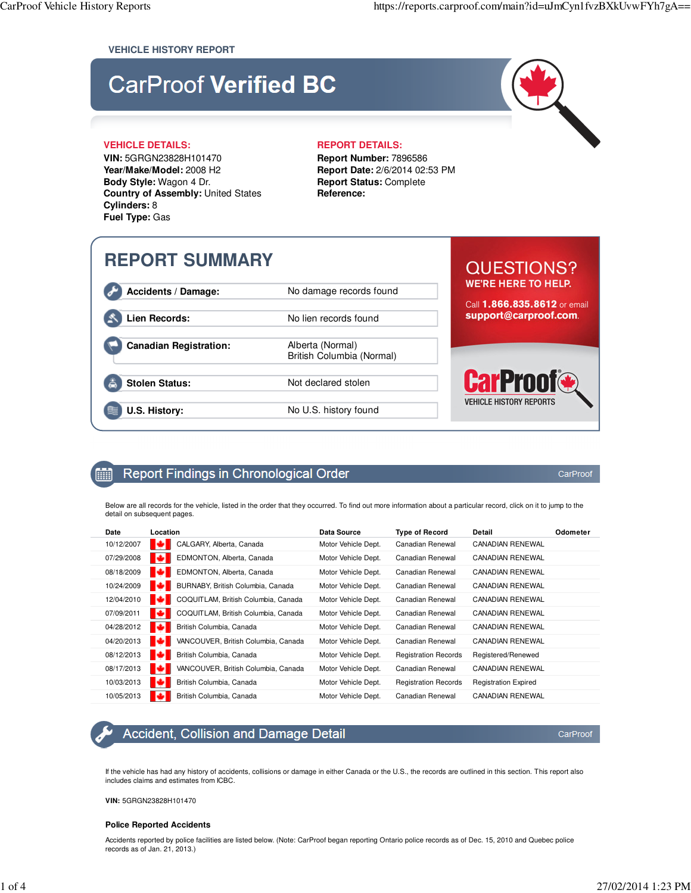VEHICLE HISTORY REPORT

# CarProof **Verified BC**

**VEHICLE DETAILS:**

**VIN:** 5GRGN23828H101470
**Year/Make/Model:** 2008 H2
**Body Style:** Wagon 4 Dr.
**Country of Assembly:** United States
**Cylinders:** 8
**Fuel Type:** Gas

**REPORT DETAILS:**

**Report Number:** 7896586
**Report Date:** 2/6/2014 02:53 PM
**Report Status:** Complete
**Reference:**

## REPORT SUMMARY

| | |
|---|---|
| **Accidents / Damage:** | No damage records found |
| **Lien Records:** | No lien records found |
| **Canadian Registration:** | Alberta (Normal)<br>British Columbia (Normal) |
| **Stolen Status:** | Not declared stolen |
| **U.S. History:** | No U.S. history found |

QUESTIONS?
WE'RE HERE TO HELP.
Call **1.866.835.8612** or email **support@carproof.com**.

CarProof VEHICLE HISTORY REPORTS

## Report Findings in Chronological Order

CarProof

Below are all records for the vehicle, listed in the order that they occurred. To find out more information about a particular record, click on it to jump to the detail on subsequent pages.

| Date | Location | Data Source | Type of Record | Detail | Odometer |
|---|---|---|---|---|---|
| 10/12/2007 | CALGARY, Alberta, Canada | Motor Vehicle Dept. | Canadian Renewal | CANADIAN RENEWAL | |
| 07/29/2008 | EDMONTON, Alberta, Canada | Motor Vehicle Dept. | Canadian Renewal | CANADIAN RENEWAL | |
| 08/18/2009 | EDMONTON, Alberta, Canada | Motor Vehicle Dept. | Canadian Renewal | CANADIAN RENEWAL | |
| 10/24/2009 | BURNABY, British Columbia, Canada | Motor Vehicle Dept. | Canadian Renewal | CANADIAN RENEWAL | |
| 12/04/2010 | COQUITLAM, British Columbia, Canada | Motor Vehicle Dept. | Canadian Renewal | CANADIAN RENEWAL | |
| 07/09/2011 | COQUITLAM, British Columbia, Canada | Motor Vehicle Dept. | Canadian Renewal | CANADIAN RENEWAL | |
| 04/28/2012 | British Columbia, Canada | Motor Vehicle Dept. | Canadian Renewal | CANADIAN RENEWAL | |
| 04/20/2013 | VANCOUVER, British Columbia, Canada | Motor Vehicle Dept. | Canadian Renewal | CANADIAN RENEWAL | |
| 08/12/2013 | British Columbia, Canada | Motor Vehicle Dept. | Registration Records | Registered/Renewed | |
| 08/17/2013 | VANCOUVER, British Columbia, Canada | Motor Vehicle Dept. | Canadian Renewal | CANADIAN RENEWAL | |
| 10/03/2013 | British Columbia, Canada | Motor Vehicle Dept. | Registration Records | Registration Expired | |
| 10/05/2013 | British Columbia, Canada | Motor Vehicle Dept. | Canadian Renewal | CANADIAN RENEWAL | |

## Accident, Collision and Damage Detail

CarProof

If the vehicle has had any history of accidents, collisions or damage in either Canada or the U.S., the records are outlined in this section. This report also includes claims and estimates from ICBC.

**VIN:** 5GRGN23828H101470

**Police Reported Accidents**

Accidents reported by police facilities are listed below. (Note: CarProof began reporting Ontario police records as of Dec. 15, 2010 and Quebec police records as of Jan. 21, 2013.)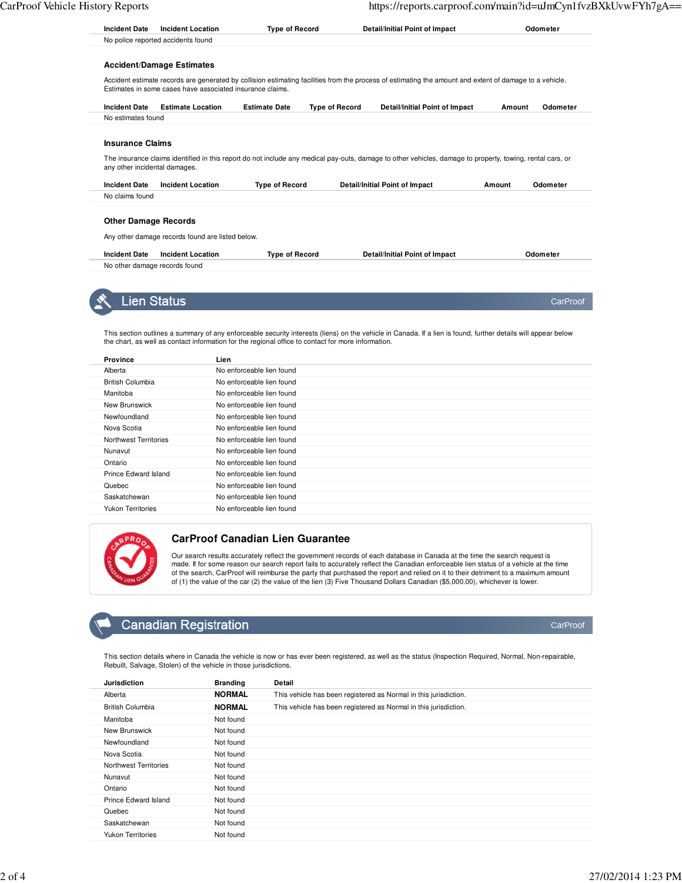| Incident Date | Incident Location | Type of Record | Detail/Initial Point of Impact | Odometer |
|---|---|---|---|---|
| No police reported accidents found | | | | |

### Accident/Damage Estimates

Accident estimate records are generated by collision estimating facilities from the process of estimating the amount and extent of damage to a vehicle. Estimates in some cases have associated insurance claims.

| Incident Date | Estimate Location | Estimate Date | Type of Record | Detail/Initial Point of Impact | Amount | Odometer |
|---|---|---|---|---|---|---|
| No estimates found | | | | | | |

### Insurance Claims

The insurance claims identified in this report do not include any medical pay-outs, damage to other vehicles, damage to property, towing, rental cars, or any other incidental damages.

| Incident Date | Incident Location | Type of Record | Detail/Initial Point of Impact | Amount | Odometer |
|---|---|---|---|---|---|
| No claims found | | | | | |

### Other Damage Records

Any other damage records found are listed below.

| Incident Date | Incident Location | Type of Record | Detail/Initial Point of Impact | Odometer |
|---|---|---|---|---|
| No other damage records found | | | | |

## Lien Status

CarProof

This section outlines a summary of any enforceable security interests (liens) on the vehicle in Canada. If a lien is found, further details will appear below the chart, as well as contact information for the regional office to contact for more information.

| Province | Lien |
|---|---|
| Alberta | No enforceable lien found |
| British Columbia | No enforceable lien found |
| Manitoba | No enforceable lien found |
| New Brunswick | No enforceable lien found |
| Newfoundland | No enforceable lien found |
| Nova Scotia | No enforceable lien found |
| Northwest Territories | No enforceable lien found |
| Nunavut | No enforceable lien found |
| Ontario | No enforceable lien found |
| Prince Edward Island | No enforceable lien found |
| Quebec | No enforceable lien found |
| Saskatchewan | No enforceable lien found |
| Yukon Territories | No enforceable lien found |

### CarProof Canadian Lien Guarantee

Our search results accurately reflect the government records of each database in Canada at the time the search request is made. If for some reason our search report fails to accurately reflect the Canadian enforceable lien status of a vehicle at the time of the search, CarProof will reimburse the party that purchased the report and relied on it to their detriment to a maximum amount of (1) the value of the car (2) the value of the lien (3) Five Thousand Dollars Canadian ($5,000.00), whichever is lower.

## Canadian Registration

CarProof

This section details where in Canada the vehicle is now or has ever been registered, as well as the status (Inspection Required, Normal, Non-repairable, Rebuilt, Salvage, Stolen) of the vehicle in those jurisdictions.

| Jurisdiction | Branding | Detail |
|---|---|---|
| Alberta | **NORMAL** | This vehicle has been registered as Normal in this jurisdiction. |
| British Columbia | **NORMAL** | This vehicle has been registered as Normal in this jurisdiction. |
| Manitoba | Not found | |
| New Brunswick | Not found | |
| Newfoundland | Not found | |
| Nova Scotia | Not found | |
| Northwest Territories | Not found | |
| Nunavut | Not found | |
| Ontario | Not found | |
| Prince Edward Island | Not found | |
| Quebec | Not found | |
| Saskatchewan | Not found | |
| Yukon Territories | Not found | |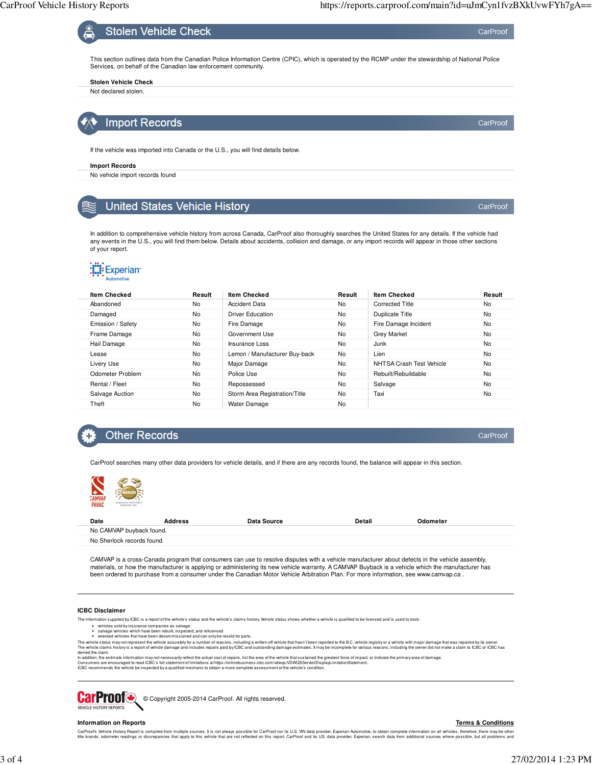## Stolen Vehicle Check

CarProof

This section outlines data from the Canadian Police Information Centre (CPIC), which is operated by the RCMP under the stewardship of National Police Services, on behalf of the Canadian law enforcement community.

**Stolen Vehicle Check**

Not declared stolen.

## Import Records

CarProof

If the vehicle was imported into Canada or the U.S., you will find details below.

**Import Records**

No vehicle import records found

## United States Vehicle History

CarProof

In addition to comprehensive vehicle history from across Canada, CarProof also thoroughly searches the United States for any details. If the vehicle had any events in the U.S., you will find them below. Details about accidents, collision and damage, or any import records will appear in those other sections of your report.

Experian Automotive

| Item Checked | Result | Item Checked | Result | Item Checked | Result |
|---|---|---|---|---|---|
| Abandoned | No | Accident Data | No | Corrected Title | No |
| Damaged | No | Driver Education | No | Duplicate Title | No |
| Emission / Safety | No | Fire Damage | No | Fire Damage Incident | No |
| Frame Damage | No | Government Use | No | Grey Market | No |
| Hail Damage | No | Insurance Loss | No | Junk | No |
| Lease | No | Lemon / Manufacturer Buy-back | No | Lien | No |
| Livery Use | No | Major Damage | No | NHTSA Crash Test Vehicle | No |
| Odometer Problem | No | Police Use | No | Rebuilt/Rebuildable | No |
| Rental / Fleet | No | Repossessed | No | Salvage | No |
| Salvage Auction | No | Storm Area Registration/Title | No | Taxi | No |
| Theft | No | Water Damage | No | | |

## Other Records

CarProof

CarProof searches many other data providers for vehicle details, and if there are any records found, the balance will appear in this section.

CAMVAP PAVAC    SHERLOCK

| Date | Address | Data Source | Detail | Odometer |
|---|---|---|---|---|
| No CAMVAP buyback found. | | | | |
| No Sherlock records found. | | | | |

CAMVAP is a cross-Canada program that consumers can use to resolve disputes with a vehicle manufacturer about defects in the vehicle assembly, materials, or how the manufacturer is applying or administering its new vehicle warranty. A CAMVAP Buyback is a vehicle which the manufacturer has been ordered to purchase from a consumer under the Canadian Motor Vehicle Arbitration Plan. For more information, see www.camvap.ca .

---

**ICBC Disclaimer**

The information supplied by ICBC is a report of the vehicle's status and the vehicle's claims history. Vehicle status shows whether a vehicle is qualified to be licensed and is used to track:

- vehicles sold by insurance companies as salvage
- salvage vehicles which have been rebuilt, inspected, and relicensed
- wrecked vehicles that have been decommissioned and can only be resold for parts.

The vehicle status may not represent the vehicle accurately for a number of reasons, including a written-off vehicle that hasn't been reported to the B.C. vehicle registry or a vehicle with major damage that was repaired by its owner.
The vehicle claims history is a report of vehicle damage and includes repairs paid by ICBC and outstanding damage estimates. It may be incomplete for various reasons, including the owner did not make a claim to ICBC or ICBC has denied the claim.
In addition, the estimate information may not necessarily reflect the actual cost of repairs, list the area of the vehicle that sustained the greatest force of impact, or indicate the primary area of damage.
Consumers are encouraged to read ICBC's full statement of limitations at https://onlinebusiness.icbc.com/vdwqs/VDWQSServlet/DisplayLimitationStatement.
ICBC recommends the vehicle be inspected by a qualified mechanic to obtain a more complete assessment of the vehicle's condition.

---

CarProof VEHICLE HISTORY REPORTS © Copyright 2005-2014 CarProof. All rights reserved.

**Information on Reports** **Terms & Conditions**

CarProof's Vehicle History Report is compiled from multiple sources. It is not always possible for CarProof nor its U.S. VIN data provider, Experian Automotive, to obtain complete information on all vehicles, therefore, there may be other title brands, odometer readings or discrepancies that apply to this vehicle that are not reflected on this report. CarProof and its US. data provider, Experian, search data from additional sources where possible, but all problems and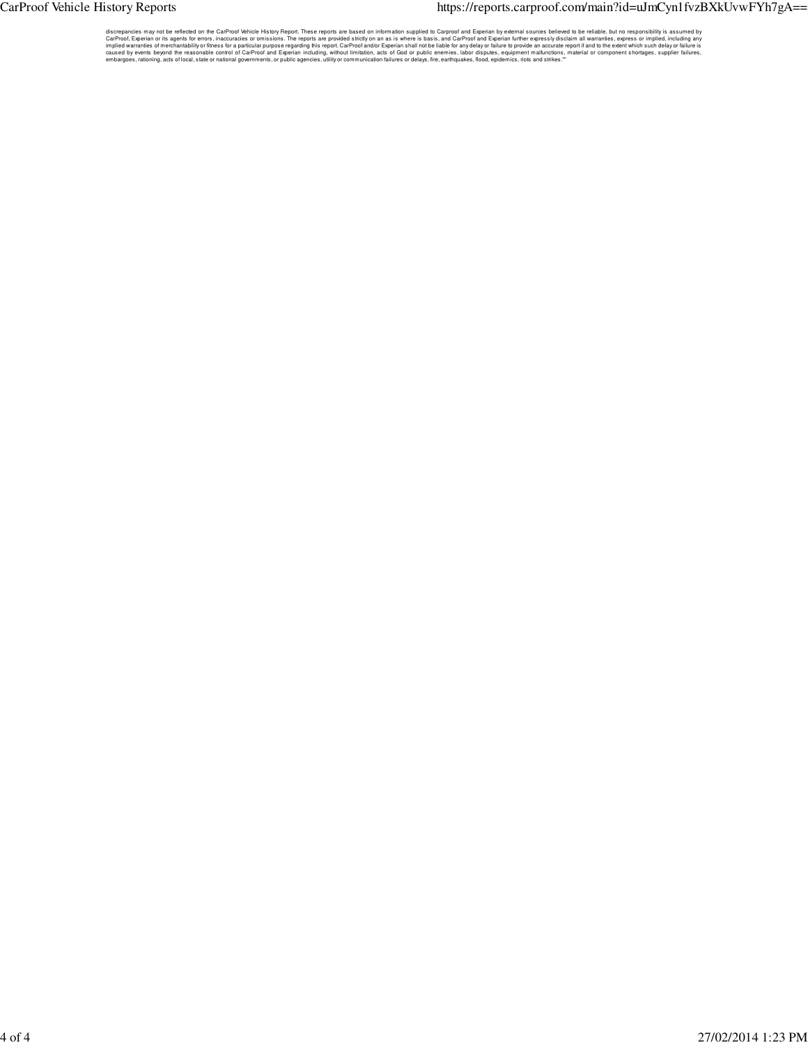discrepancies may not be reflected on the CarProof Vehicle History Report. These reports are based on information supplied to Carproof and Experian by external sources believed to be reliable, but no responsibility is assumed by CarProof, Experian or its agents for errors, inaccuracies or omissions. The reports are provided strictly on an as is where is basis, and CarProof and Experian further expressly disclaim all warranties, express or implied, including any implied warranties of merchantability or fitness for a particular purpose regarding this report. CarProof and/or Experian shall not be liable for any delay or failure to provide an accurate report if and to the extent which such delay or failure is caused by events beyond the reasonable control of CarProof and Experian including, without limitation, acts of God or public enemies, labor disputes, equipment malfunctions, material or component shortages, supplier failures, embargoes, rationing, acts of local, state or national governments, or public agencies, utility or communication failures or delays, fire, earthquakes, flood, epidemics, riots and strikes.""